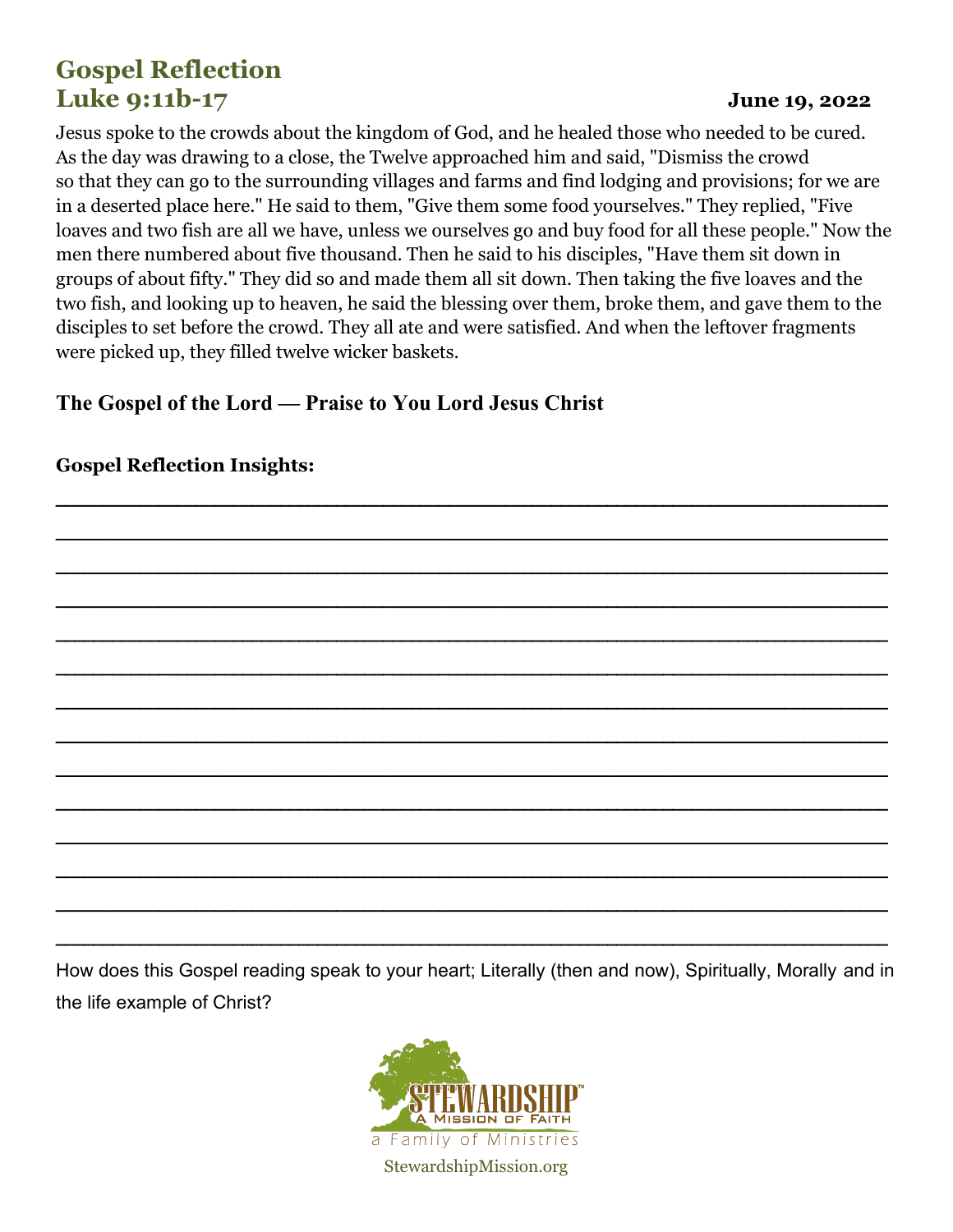# Gospel Reflection
# Luke 9:11b-17

**June 19, 2022**

Jesus spoke to the crowds about the kingdom of God, and he healed those who needed to be cured. As the day was drawing to a close, the Twelve approached him and said, "Dismiss the crowd so that they can go to the surrounding villages and farms and find lodging and provisions; for we are in a deserted place here." He said to them, "Give them some food yourselves." They replied, "Five loaves and two fish are all we have, unless we ourselves go and buy food for all these people." Now the men there numbered about five thousand. Then he said to his disciples, "Have them sit down in groups of about fifty." They did so and made them all sit down. Then taking the five loaves and the two fish, and looking up to heaven, he said the blessing over them, broke them, and gave them to the disciples to set before the crowd. They all ate and were satisfied. And when the leftover fragments were picked up, they filled twelve wicker baskets.

**The Gospel of the Lord — Praise to You Lord Jesus Christ**

**Gospel Reflection Insights:**

______________________________________________________________________________

______________________________________________________________________________

______________________________________________________________________________

______________________________________________________________________________

______________________________________________________________________________

______________________________________________________________________________

______________________________________________________________________________

______________________________________________________________________________

______________________________________________________________________________

______________________________________________________________________________

______________________________________________________________________________

______________________________________________________________________________

______________________________________________________________________________

______________________________________________________________________________

How does this Gospel reading speak to your heart; Literally (then and now), Spiritually, Morally and in the life example of Christ?

STEWARDSHIP™
A Mission of Faith
a Family of Ministries
StewardshipMission.org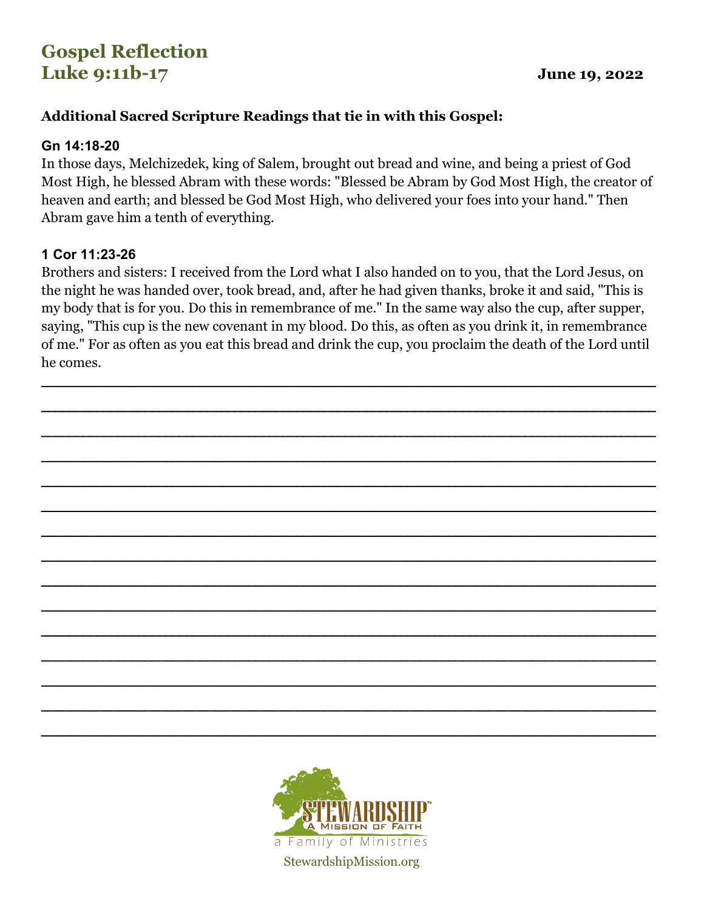# Gospel Reflection
# Luke 9:11b-17

**June 19, 2022**

**Additional Sacred Scripture Readings that tie in with this Gospel:**

**Gn 14:18-20**

In those days, Melchizedek, king of Salem, brought out bread and wine, and being a priest of God Most High, he blessed Abram with these words: "Blessed be Abram by God Most High, the creator of heaven and earth; and blessed be God Most High, who delivered your foes into your hand." Then Abram gave him a tenth of everything.

**1 Cor 11:23-26**

Brothers and sisters: I received from the Lord what I also handed on to you, that the Lord Jesus, on the night he was handed over, took bread, and, after he had given thanks, broke it and said, "This is my body that is for you. Do this in remembrance of me." In the same way also the cup, after supper, saying, "This cup is the new covenant in my blood. Do this, as often as you drink it, in remembrance of me." For as often as you eat this bread and drink the cup, you proclaim the death of the Lord until he comes.

_______________________________________________________________

_______________________________________________________________

_______________________________________________________________

_______________________________________________________________

_______________________________________________________________

_______________________________________________________________

_______________________________________________________________

_______________________________________________________________

_______________________________________________________________

_______________________________________________________________

_______________________________________________________________

_______________________________________________________________

_______________________________________________________________

_______________________________________________________________

_______________________________________________________________

STEWARDSHIP™
A Mission of Faith
a Family of Ministries

StewardshipMission.org